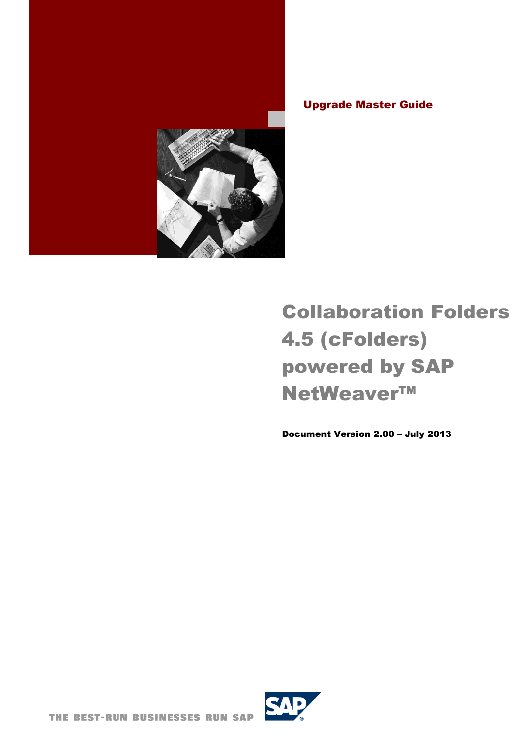Upgrade Master Guide

# Collaboration Folders 4.5 (cFolders) powered by SAP NetWeaver™

**Document Version 2.00 – July 2013**

THE BEST-RUN BUSINESSES RUN SAP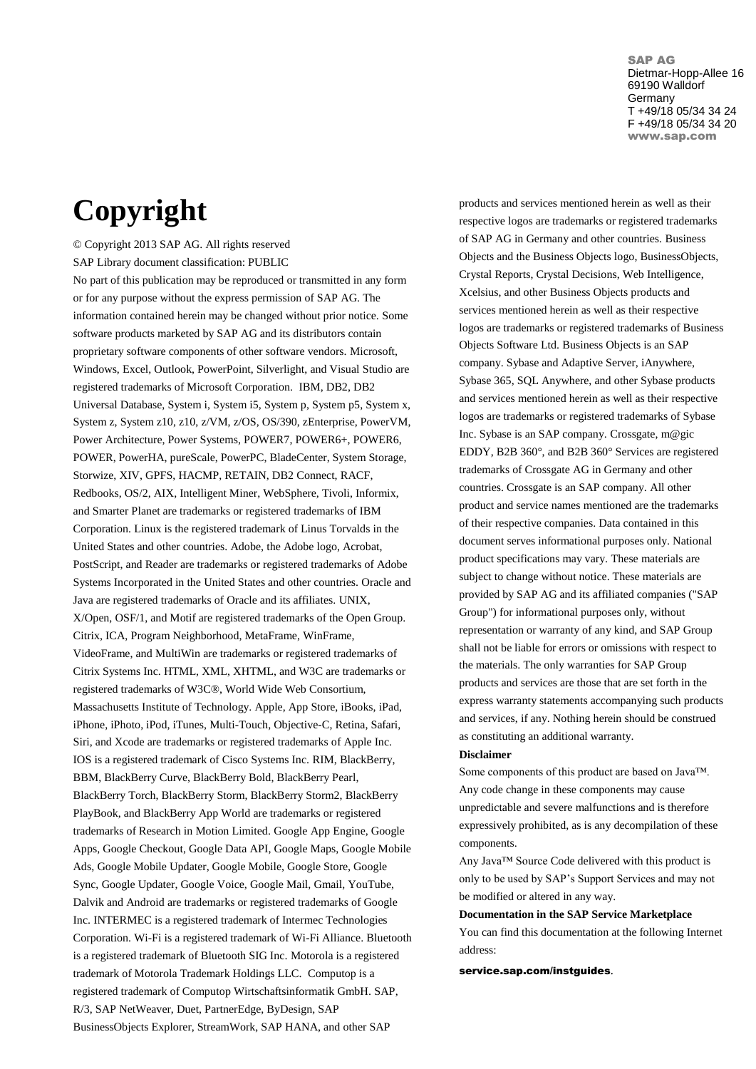SAP AG
Dietmar-Hopp-Allee 16
69190 Walldorf
Germany
T +49/18 05/34 34 24
F +49/18 05/34 34 20
**www.sap.com**

# Copyright

© Copyright 2013 SAP AG. All rights reserved

SAP Library document classification: PUBLIC

No part of this publication may be reproduced or transmitted in any form or for any purpose without the express permission of SAP AG. The information contained herein may be changed without prior notice. Some software products marketed by SAP AG and its distributors contain proprietary software components of other software vendors. Microsoft, Windows, Excel, Outlook, PowerPoint, Silverlight, and Visual Studio are registered trademarks of Microsoft Corporation. IBM, DB2, DB2 Universal Database, System i, System i5, System p, System p5, System x, System z, System z10, z10, z/VM, z/OS, OS/390, zEnterprise, PowerVM, Power Architecture, Power Systems, POWER7, POWER6+, POWER6, POWER, PowerHA, pureScale, PowerPC, BladeCenter, System Storage, Storwize, XIV, GPFS, HACMP, RETAIN, DB2 Connect, RACF, Redbooks, OS/2, AIX, Intelligent Miner, WebSphere, Tivoli, Informix, and Smarter Planet are trademarks or registered trademarks of IBM Corporation. Linux is the registered trademark of Linus Torvalds in the United States and other countries. Adobe, the Adobe logo, Acrobat, PostScript, and Reader are trademarks or registered trademarks of Adobe Systems Incorporated in the United States and other countries. Oracle and Java are registered trademarks of Oracle and its affiliates. UNIX, X/Open, OSF/1, and Motif are registered trademarks of the Open Group. Citrix, ICA, Program Neighborhood, MetaFrame, WinFrame, VideoFrame, and MultiWin are trademarks or registered trademarks of Citrix Systems Inc. HTML, XML, XHTML, and W3C are trademarks or registered trademarks of W3C®, World Wide Web Consortium, Massachusetts Institute of Technology. Apple, App Store, iBooks, iPad, iPhone, iPhoto, iPod, iTunes, Multi-Touch, Objective-C, Retina, Safari, Siri, and Xcode are trademarks or registered trademarks of Apple Inc. IOS is a registered trademark of Cisco Systems Inc. RIM, BlackBerry, BBM, BlackBerry Curve, BlackBerry Bold, BlackBerry Pearl, BlackBerry Torch, BlackBerry Storm, BlackBerry Storm2, BlackBerry PlayBook, and BlackBerry App World are trademarks or registered trademarks of Research in Motion Limited. Google App Engine, Google Apps, Google Checkout, Google Data API, Google Maps, Google Mobile Ads, Google Mobile Updater, Google Mobile, Google Store, Google Sync, Google Updater, Google Voice, Google Mail, Gmail, YouTube, Dalvik and Android are trademarks or registered trademarks of Google Inc. INTERMEC is a registered trademark of Intermec Technologies Corporation. Wi-Fi is a registered trademark of Wi-Fi Alliance. Bluetooth is a registered trademark of Bluetooth SIG Inc. Motorola is a registered trademark of Motorola Trademark Holdings LLC. Computop is a registered trademark of Computop Wirtschaftsinformatik GmbH. SAP, R/3, SAP NetWeaver, Duet, PartnerEdge, ByDesign, SAP BusinessObjects Explorer, StreamWork, SAP HANA, and other SAP products and services mentioned herein as well as their respective logos are trademarks or registered trademarks of SAP AG in Germany and other countries. Business Objects and the Business Objects logo, BusinessObjects, Crystal Reports, Crystal Decisions, Web Intelligence, Xcelsius, and other Business Objects products and services mentioned herein as well as their respective logos are trademarks or registered trademarks of Business Objects Software Ltd. Business Objects is an SAP company. Sybase and Adaptive Server, iAnywhere, Sybase 365, SQL Anywhere, and other Sybase products and services mentioned herein as well as their respective logos are trademarks or registered trademarks of Sybase Inc. Sybase is an SAP company. Crossgate, m@gic EDDY, B2B 360°, and B2B 360° Services are registered trademarks of Crossgate AG in Germany and other countries. Crossgate is an SAP company. All other product and service names mentioned are the trademarks of their respective companies. Data contained in this document serves informational purposes only. National product specifications may vary. These materials are subject to change without notice. These materials are provided by SAP AG and its affiliated companies ("SAP Group") for informational purposes only, without representation or warranty of any kind, and SAP Group shall not be liable for errors or omissions with respect to the materials. The only warranties for SAP Group products and services are those that are set forth in the express warranty statements accompanying such products and services, if any. Nothing herein should be construed as constituting an additional warranty.

**Disclaimer**

Some components of this product are based on Java™. Any code change in these components may cause unpredictable and severe malfunctions and is therefore expressively prohibited, as is any decompilation of these components.

Any Java™ Source Code delivered with this product is only to be used by SAP's Support Services and may not be modified or altered in any way.

**Documentation in the SAP Service Marketplace**

You can find this documentation at the following Internet address:

**service.sap.com/instguides**.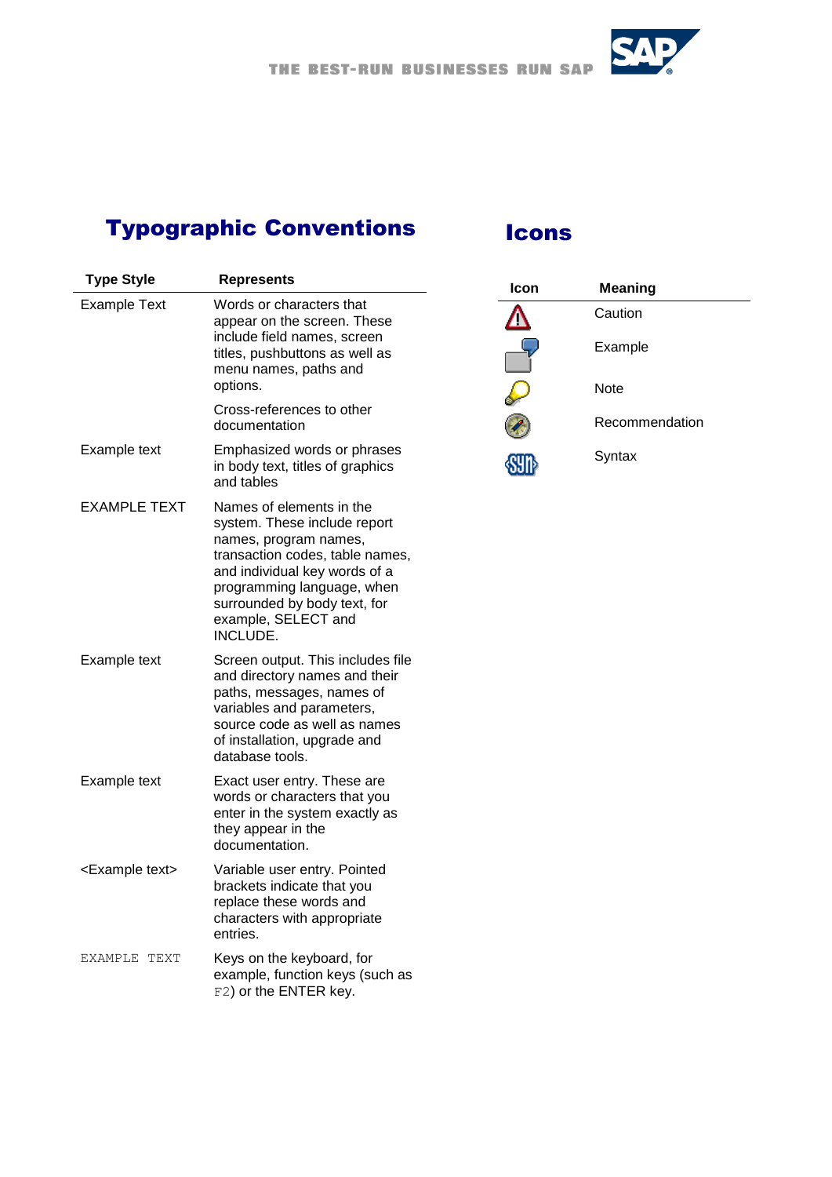## Typographic Conventions

| Type Style | Represents |
|---|---|
| Example Text | Words or characters that appear on the screen. These include field names, screen titles, pushbuttons as well as menu names, paths and options.<br><br>Cross-references to other documentation |
| *Example text* | Emphasized words or phrases in body text, titles of graphics and tables |
| EXAMPLE TEXT | Names of elements in the system. These include report names, program names, transaction codes, table names, and individual key words of a programming language, when surrounded by body text, for example, SELECT and INCLUDE. |
| `Example text` | Screen output. This includes file and directory names and their paths, messages, names of variables and parameters, source code as well as names of installation, upgrade and database tools. |
| **Example text** | Exact user entry. These are words or characters that you enter in the system exactly as they appear in the documentation. |
| <Example text> | Variable user entry. Pointed brackets indicate that you replace these words and characters with appropriate entries. |
| `EXAMPLE TEXT` | Keys on the keyboard, for example, function keys (such as `F2`) or the ENTER key. |

## Icons

| Icon | Meaning |
|---|---|
| | Caution |
| | Example |
| | Note |
| | Recommendation |
| | Syntax |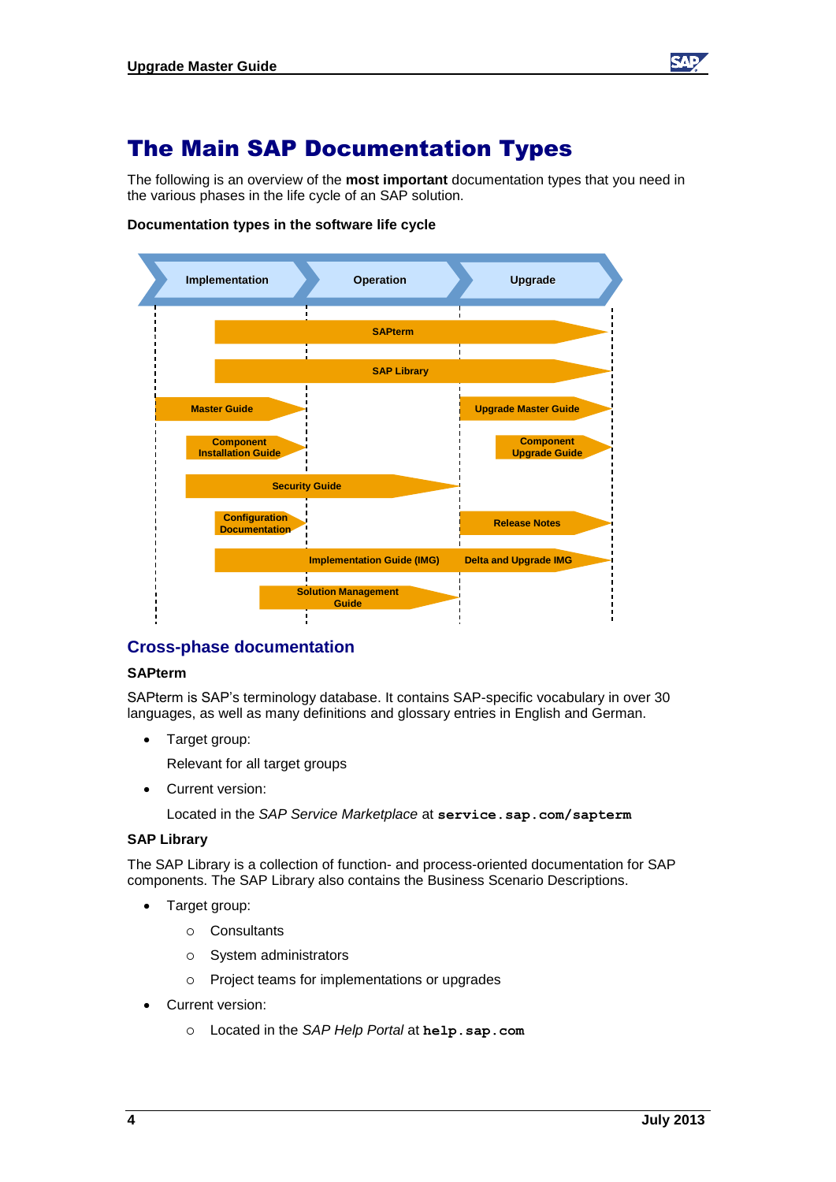# The Main SAP Documentation Types

The following is an overview of the **most important** documentation types that you need in the various phases in the life cycle of an SAP solution.

**Documentation types in the software life cycle**

## Cross-phase documentation

### SAPterm

SAPterm is SAP's terminology database. It contains SAP-specific vocabulary in over 30 languages, as well as many definitions and glossary entries in English and German.

- Target group:

  Relevant for all target groups

- Current version:

  Located in the *SAP Service Marketplace* at **service.sap.com/sapterm**

### SAP Library

The SAP Library is a collection of function- and process-oriented documentation for SAP components. The SAP Library also contains the Business Scenario Descriptions.

- Target group:
  - Consultants
  - System administrators
  - Project teams for implementations or upgrades
- Current version:
  - Located in the *SAP Help Portal* at **help.sap.com**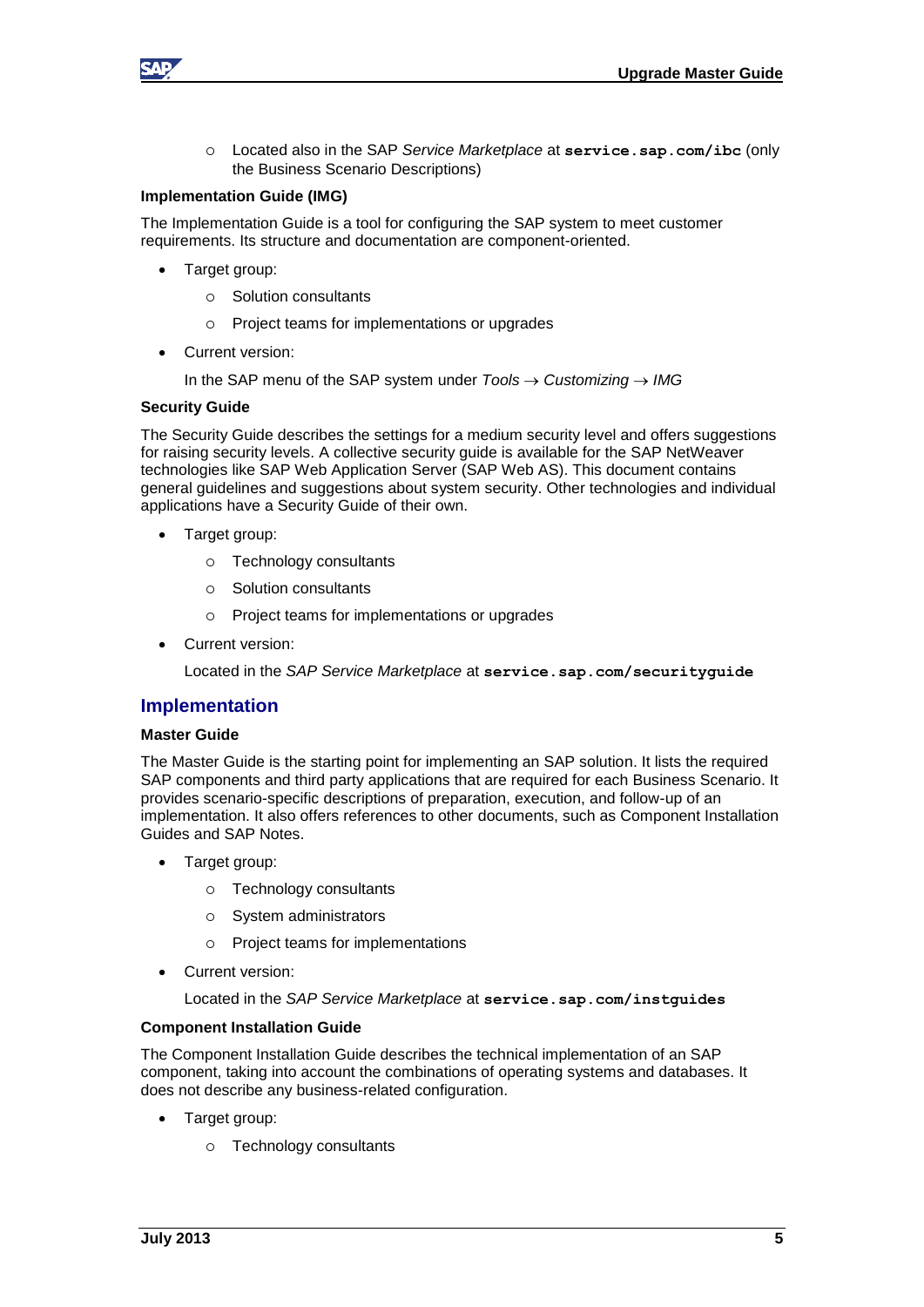- Located also in the SAP *Service Marketplace* at **`service.sap.com/ibc`** (only the Business Scenario Descriptions)

#### Implementation Guide (IMG)

The Implementation Guide is a tool for configuring the SAP system to meet customer requirements. Its structure and documentation are component-oriented.

- Target group:
  - Solution consultants
  - Project teams for implementations or upgrades
- Current version:

  In the SAP menu of the SAP system under *Tools* → *Customizing* → *IMG*

#### Security Guide

The Security Guide describes the settings for a medium security level and offers suggestions for raising security levels. A collective security guide is available for the SAP NetWeaver technologies like SAP Web Application Server (SAP Web AS). This document contains general guidelines and suggestions about system security. Other technologies and individual applications have a Security Guide of their own.

- Target group:
  - Technology consultants
  - Solution consultants
  - Project teams for implementations or upgrades
- Current version:

  Located in the *SAP Service Marketplace* at **`service.sap.com/securityguide`**

## Implementation

#### Master Guide

The Master Guide is the starting point for implementing an SAP solution. It lists the required SAP components and third party applications that are required for each Business Scenario. It provides scenario-specific descriptions of preparation, execution, and follow-up of an implementation. It also offers references to other documents, such as Component Installation Guides and SAP Notes.

- Target group:
  - Technology consultants
  - System administrators
  - Project teams for implementations
- Current version:

  Located in the *SAP Service Marketplace* at **`service.sap.com/instguides`**

#### Component Installation Guide

The Component Installation Guide describes the technical implementation of an SAP component, taking into account the combinations of operating systems and databases. It does not describe any business-related configuration.

- Target group:
  - Technology consultants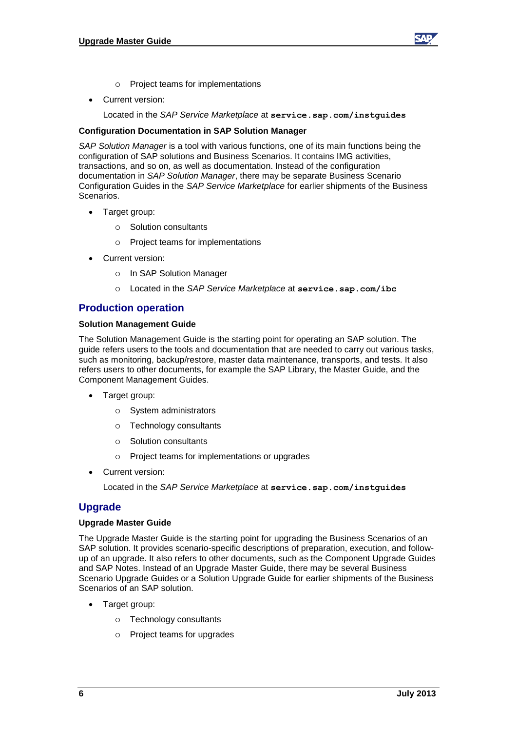- Project teams for implementations

- Current version:

  Located in the *SAP Service Marketplace* at **`service.sap.com/instguides`**

**Configuration Documentation in SAP Solution Manager**

*SAP Solution Manager* is a tool with various functions, one of its main functions being the configuration of SAP solutions and Business Scenarios. It contains IMG activities, transactions, and so on, as well as documentation. Instead of the configuration documentation in *SAP Solution Manager*, there may be separate Business Scenario Configuration Guides in the *SAP Service Marketplace* for earlier shipments of the Business Scenarios.

- Target group:
  - Solution consultants
  - Project teams for implementations
- Current version:
  - In SAP Solution Manager
  - Located in the *SAP Service Marketplace* at **`service.sap.com/ibc`**

## Production operation

**Solution Management Guide**

The Solution Management Guide is the starting point for operating an SAP solution. The guide refers users to the tools and documentation that are needed to carry out various tasks, such as monitoring, backup/restore, master data maintenance, transports, and tests. It also refers users to other documents, for example the SAP Library, the Master Guide, and the Component Management Guides.

- Target group:
  - System administrators
  - Technology consultants
  - Solution consultants
  - Project teams for implementations or upgrades
- Current version:

  Located in the *SAP Service Marketplace* at **`service.sap.com/instguides`**

## Upgrade

**Upgrade Master Guide**

The Upgrade Master Guide is the starting point for upgrading the Business Scenarios of an SAP solution. It provides scenario-specific descriptions of preparation, execution, and follow-up of an upgrade. It also refers to other documents, such as the Component Upgrade Guides and SAP Notes. Instead of an Upgrade Master Guide, there may be several Business Scenario Upgrade Guides or a Solution Upgrade Guide for earlier shipments of the Business Scenarios of an SAP solution.

- Target group:
  - Technology consultants
  - Project teams for upgrades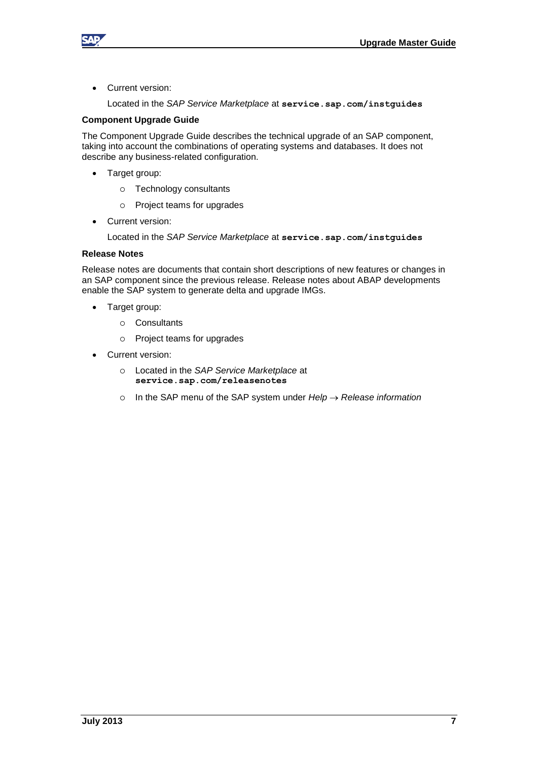- Current version:

  Located in the *SAP Service Marketplace* at **`service.sap.com/instguides`**

**Component Upgrade Guide**

The Component Upgrade Guide describes the technical upgrade of an SAP component, taking into account the combinations of operating systems and databases. It does not describe any business-related configuration.

- Target group:
  - Technology consultants
  - Project teams for upgrades
- Current version:

  Located in the *SAP Service Marketplace* at **`service.sap.com/instguides`**

**Release Notes**

Release notes are documents that contain short descriptions of new features or changes in an SAP component since the previous release. Release notes about ABAP developments enable the SAP system to generate delta and upgrade IMGs.

- Target group:
  - Consultants
  - Project teams for upgrades
- Current version:
  - Located in the *SAP Service Marketplace* at **`service.sap.com/releasenotes`**
  - In the SAP menu of the SAP system under *Help* → *Release information*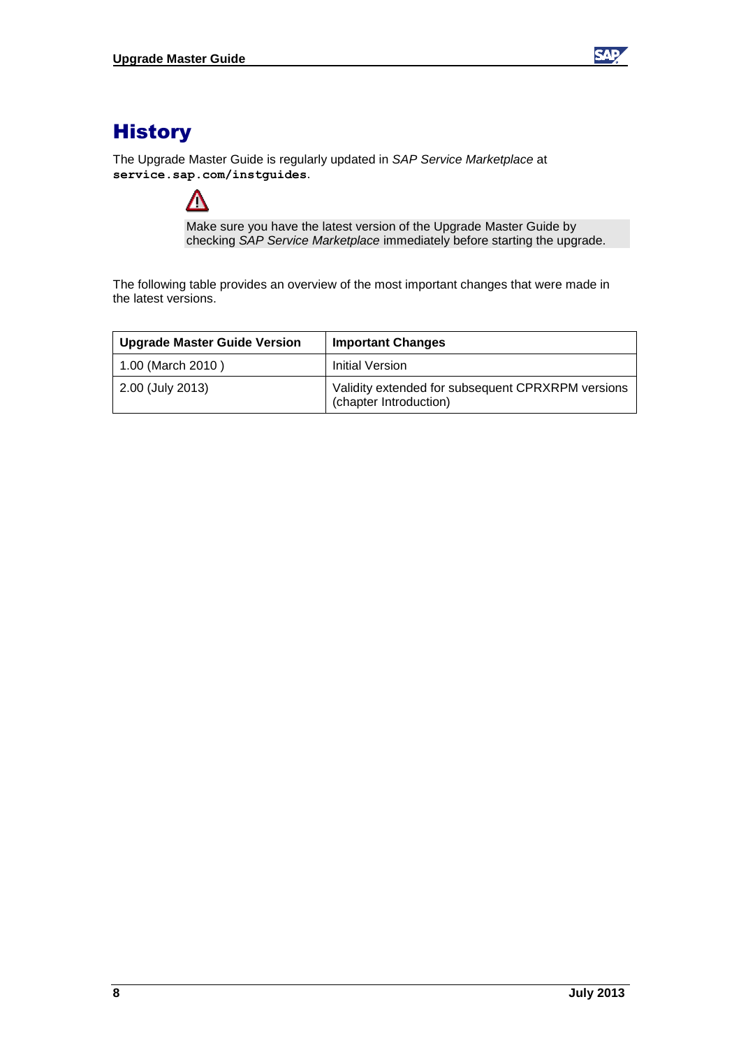# History

The Upgrade Master Guide is regularly updated in *SAP Service Marketplace* at **service.sap.com/instguides**.

Make sure you have the latest version of the Upgrade Master Guide by checking *SAP Service Marketplace* immediately before starting the upgrade.

The following table provides an overview of the most important changes that were made in the latest versions.

| Upgrade Master Guide Version | Important Changes |
| --- | --- |
| 1.00 (March 2010 ) | Initial Version |
| 2.00 (July 2013) | Validity extended for subsequent CPRXRPM versions (chapter Introduction) |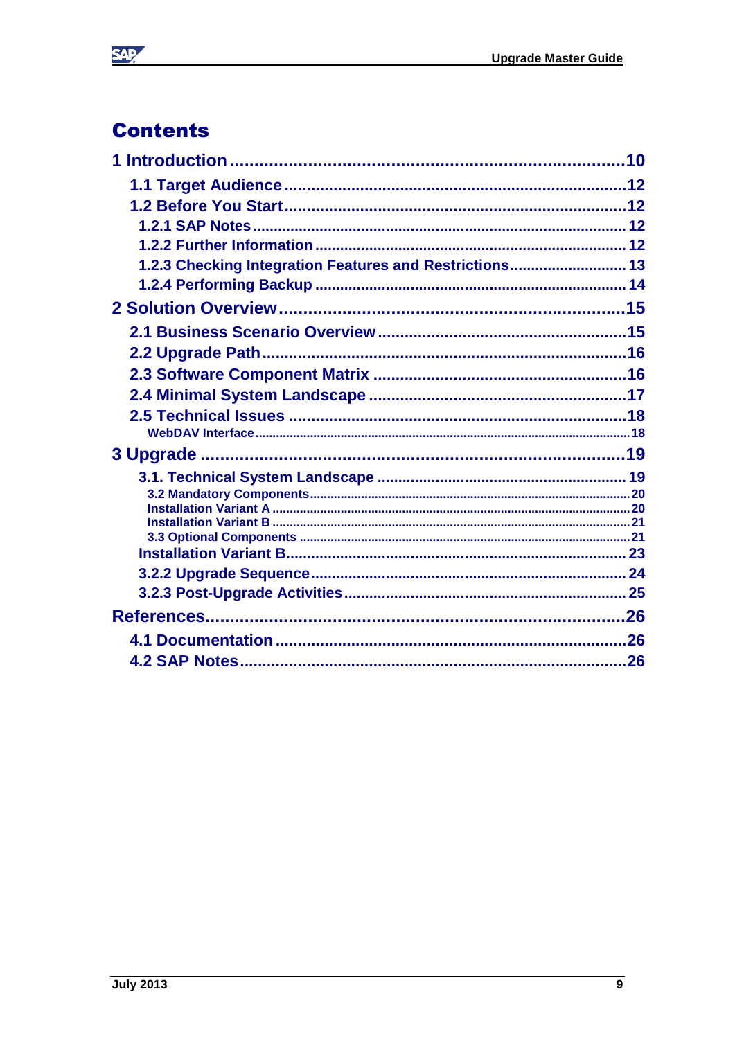# Contents

1 Introduction .......... 10

- 1.1 Target Audience .......... 12
- 1.2 Before You Start .......... 12
  - 1.2.1 SAP Notes .......... 12
  - 1.2.2 Further Information .......... 12
  - 1.2.3 Checking Integration Features and Restrictions .......... 13
  - 1.2.4 Performing Backup .......... 14

2 Solution Overview .......... 15

- 2.1 Business Scenario Overview .......... 15
- 2.2 Upgrade Path .......... 16
- 2.3 Software Component Matrix .......... 16
- 2.4 Minimal System Landscape .......... 17
- 2.5 Technical Issues .......... 18
  - WebDAV Interface .......... 18

3 Upgrade .......... 19

- 3.1. Technical System Landscape .......... 19
  - 3.2 Mandatory Components .......... 20
  - Installation Variant A .......... 20
  - Installation Variant B .......... 21
  - 3.3 Optional Components .......... 21
- Installation Variant B .......... 23
- 3.2.2 Upgrade Sequence .......... 24
- 3.2.3 Post-Upgrade Activities .......... 25

References .......... 26

- 4.1 Documentation .......... 26
- 4.2 SAP Notes .......... 26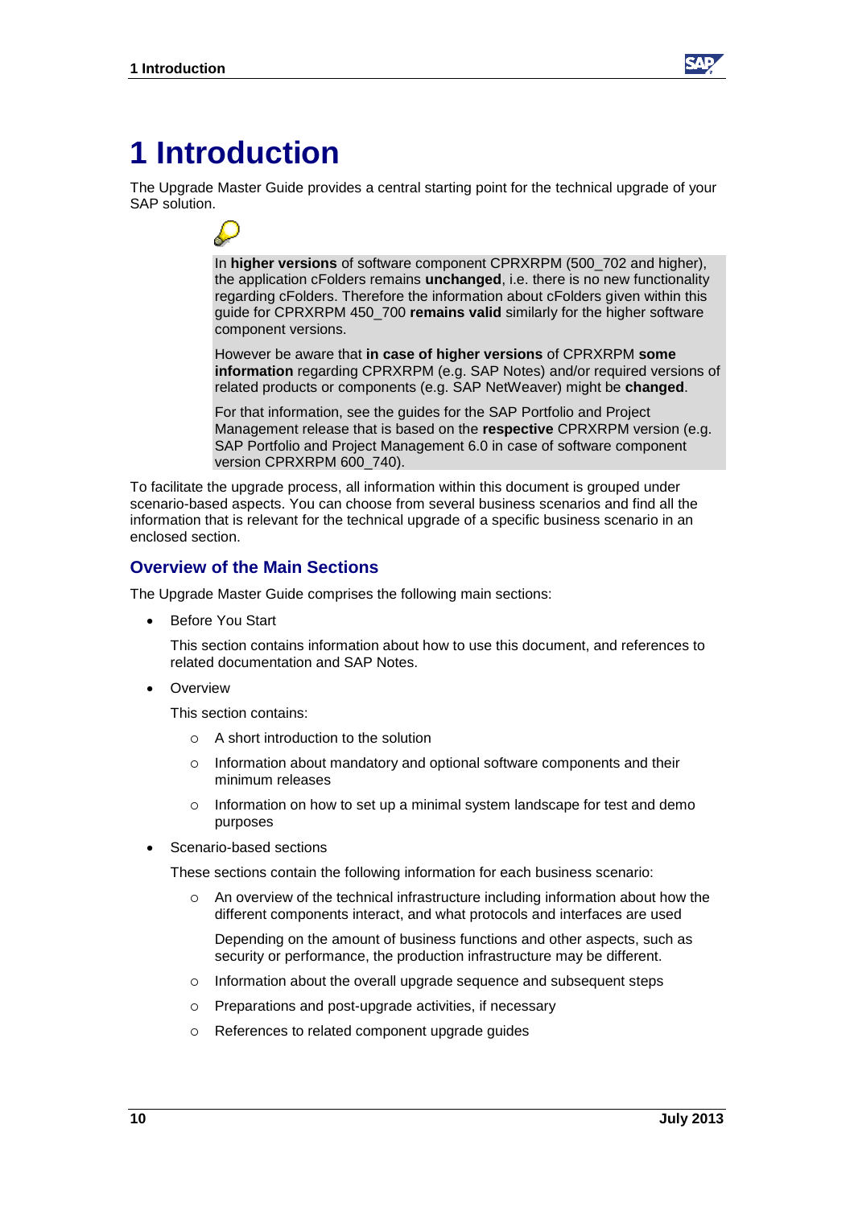# 1 Introduction

The Upgrade Master Guide provides a central starting point for the technical upgrade of your SAP solution.

> In **higher versions** of software component CPRXRPM (500_702 and higher), the application cFolders remains **unchanged**, i.e. there is no new functionality regarding cFolders. Therefore the information about cFolders given within this guide for CPRXRPM 450_700 **remains valid** similarly for the higher software component versions.
>
> However be aware that **in case of higher versions** of CPRXRPM **some information** regarding CPRXRPM (e.g. SAP Notes) and/or required versions of related products or components (e.g. SAP NetWeaver) might be **changed**.
>
> For that information, see the guides for the SAP Portfolio and Project Management release that is based on the **respective** CPRXRPM version (e.g. SAP Portfolio and Project Management 6.0 in case of software component version CPRXRPM 600_740).

To facilitate the upgrade process, all information within this document is grouped under scenario-based aspects. You can choose from several business scenarios and find all the information that is relevant for the technical upgrade of a specific business scenario in an enclosed section.

## Overview of the Main Sections

The Upgrade Master Guide comprises the following main sections:

- Before You Start

  This section contains information about how to use this document, and references to related documentation and SAP Notes.

- Overview

  This section contains:

  - A short introduction to the solution
  - Information about mandatory and optional software components and their minimum releases
  - Information on how to set up a minimal system landscape for test and demo purposes

- Scenario-based sections

  These sections contain the following information for each business scenario:

  - An overview of the technical infrastructure including information about how the different components interact, and what protocols and interfaces are used

    Depending on the amount of business functions and other aspects, such as security or performance, the production infrastructure may be different.

  - Information about the overall upgrade sequence and subsequent steps
  - Preparations and post-upgrade activities, if necessary
  - References to related component upgrade guides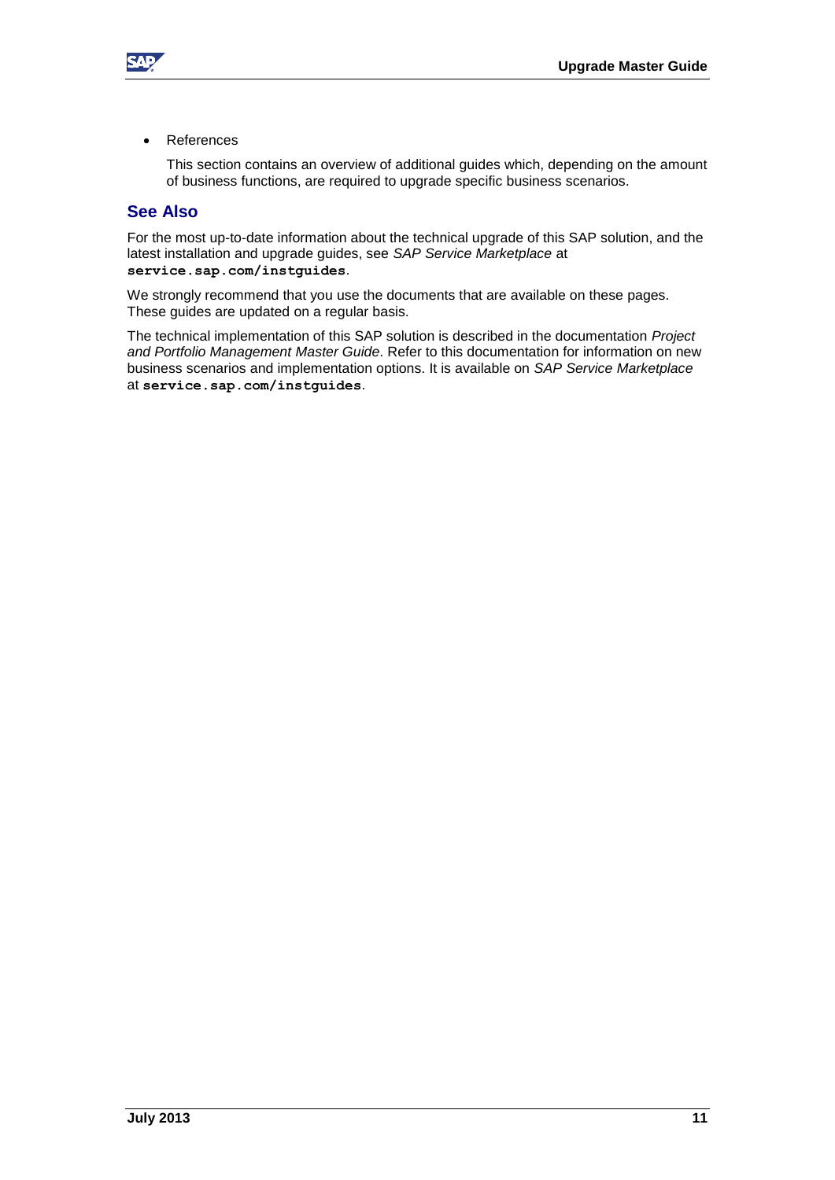- References

  This section contains an overview of additional guides which, depending on the amount of business functions, are required to upgrade specific business scenarios.

## See Also

For the most up-to-date information about the technical upgrade of this SAP solution, and the latest installation and upgrade guides, see *SAP Service Marketplace* at **service.sap.com/instguides**.

We strongly recommend that you use the documents that are available on these pages. These guides are updated on a regular basis.

The technical implementation of this SAP solution is described in the documentation *Project and Portfolio Management Master Guide*. Refer to this documentation for information on new business scenarios and implementation options. It is available on *SAP Service Marketplace* at **service.sap.com/instguides**.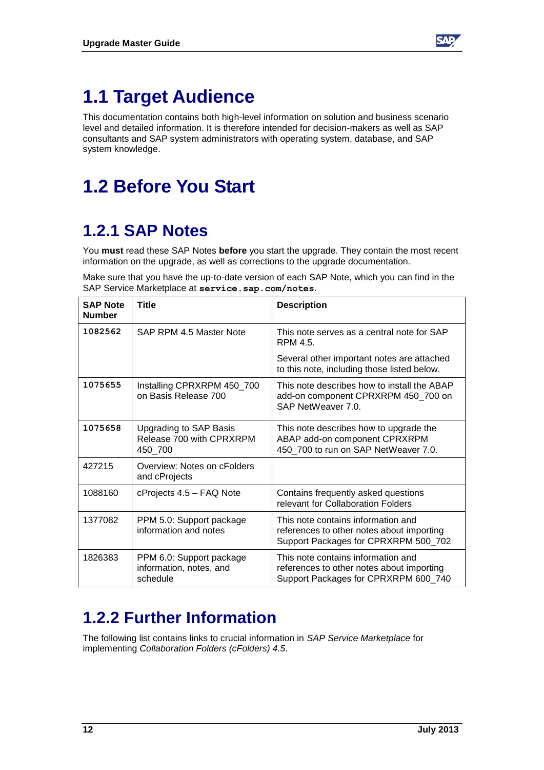# 1.1 Target Audience

This documentation contains both high-level information on solution and business scenario level and detailed information. It is therefore intended for decision-makers as well as SAP consultants and SAP system administrators with operating system, database, and SAP system knowledge.

# 1.2 Before You Start

## 1.2.1 SAP Notes

You **must** read these SAP Notes **before** you start the upgrade. They contain the most recent information on the upgrade, as well as corrections to the upgrade documentation.

Make sure that you have the up-to-date version of each SAP Note, which you can find in the SAP Service Marketplace at **`service.sap.com/notes`**.

| SAP Note Number | Title | Description |
|---|---|---|
| 1082562 | SAP RPM 4.5 Master Note | This note serves as a central note for SAP RPM 4.5.<br>Several other important notes are attached to this note, including those listed below. |
| 1075655 | Installing CPRXRPM 450_700 on Basis Release 700 | This note describes how to install the ABAP add-on component CPRXRPM 450_700 on SAP NetWeaver 7.0. |
| 1075658 | Upgrading to SAP Basis Release 700 with CPRXRPM 450_700 | This note describes how to upgrade the ABAP add-on component CPRXRPM 450_700 to run on SAP NetWeaver 7.0. |
| 427215 | Overview: Notes on cFolders and cProjects | |
| 1088160 | cProjects 4.5 – FAQ Note | Contains frequently asked questions relevant for Collaboration Folders |
| 1377082 | PPM 5.0: Support package information and notes | This note contains information and references to other notes about importing Support Packages for CPRXRPM 500_702 |
| 1826383 | PPM 6.0: Support package information, notes, and schedule | This note contains information and references to other notes about importing Support Packages for CPRXRPM 600_740 |

## 1.2.2 Further Information

The following list contains links to crucial information in *SAP Service Marketplace* for implementing *Collaboration Folders (cFolders) 4.5*.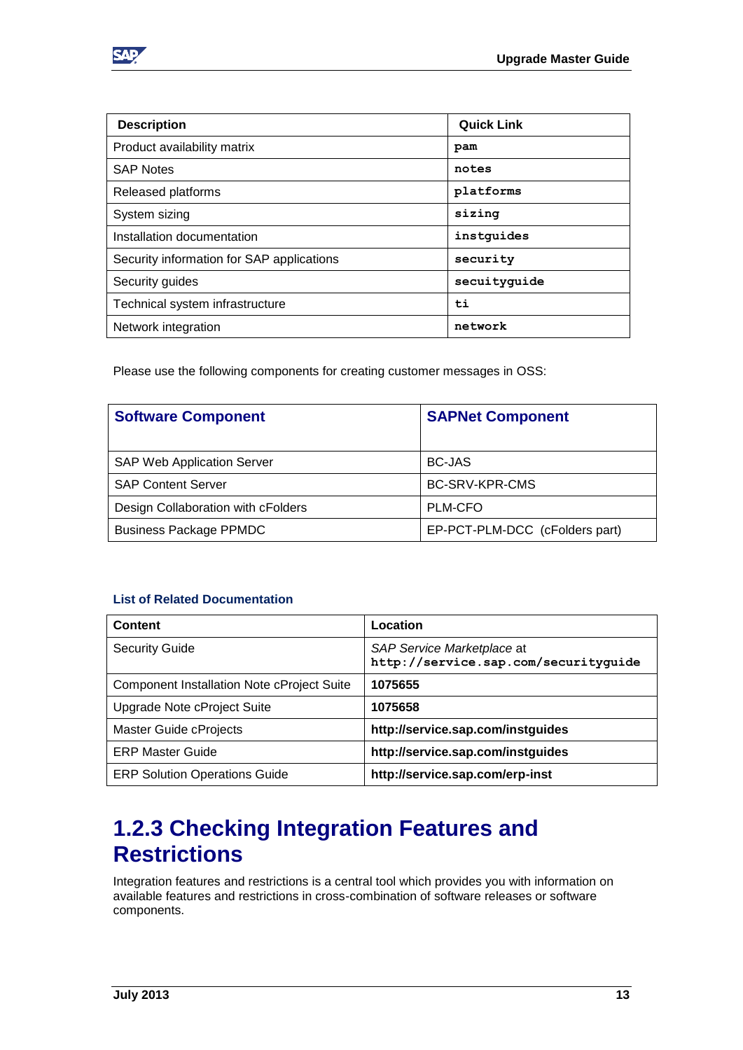| Description | Quick Link |
| --- | --- |
| Product availability matrix | `pam` |
| SAP Notes | `notes` |
| Released platforms | `platforms` |
| System sizing | `sizing` |
| Installation documentation | `instguides` |
| Security information for SAP applications | `security` |
| Security guides | `secuityguide` |
| Technical system infrastructure | `ti` |
| Network integration | `network` |

Please use the following components for creating customer messages in OSS:

| Software Component | SAPNet Component |
| --- | --- |
| SAP Web Application Server | BC-JAS |
| SAP Content Server | BC-SRV-KPR-CMS |
| Design Collaboration with cFolders | PLM-CFO |
| Business Package PPMDC | EP-PCT-PLM-DCC  (cFolders part) |

### List of Related Documentation

| Content | Location |
| --- | --- |
| Security Guide | *SAP Service Marketplace* at `http://service.sap.com/securityguide` |
| Component Installation Note cProject Suite | **1075655** |
| Upgrade Note cProject Suite | **1075658** |
| Master Guide cProjects | **http://service.sap.com/instguides** |
| ERP Master Guide | **http://service.sap.com/instguides** |
| ERP Solution Operations Guide | **http://service.sap.com/erp-inst** |

## 1.2.3 Checking Integration Features and Restrictions

Integration features and restrictions is a central tool which provides you with information on available features and restrictions in cross-combination of software releases or software components.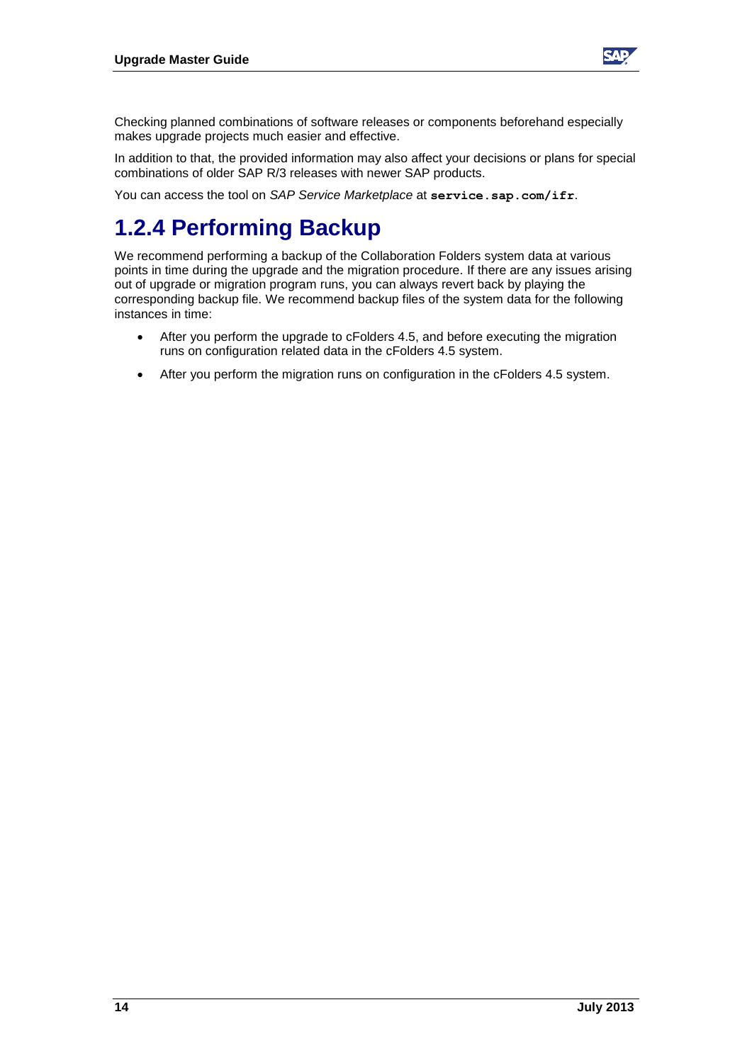Checking planned combinations of software releases or components beforehand especially makes upgrade projects much easier and effective.

In addition to that, the provided information may also affect your decisions or plans for special combinations of older SAP R/3 releases with newer SAP products.

You can access the tool on *SAP Service Marketplace* at **`service.sap.com/ifr`**.

### 1.2.4 Performing Backup

We recommend performing a backup of the Collaboration Folders system data at various points in time during the upgrade and the migration procedure. If there are any issues arising out of upgrade or migration program runs, you can always revert back by playing the corresponding backup file. We recommend backup files of the system data for the following instances in time:

- After you perform the upgrade to cFolders 4.5, and before executing the migration runs on configuration related data in the cFolders 4.5 system.
- After you perform the migration runs on configuration in the cFolders 4.5 system.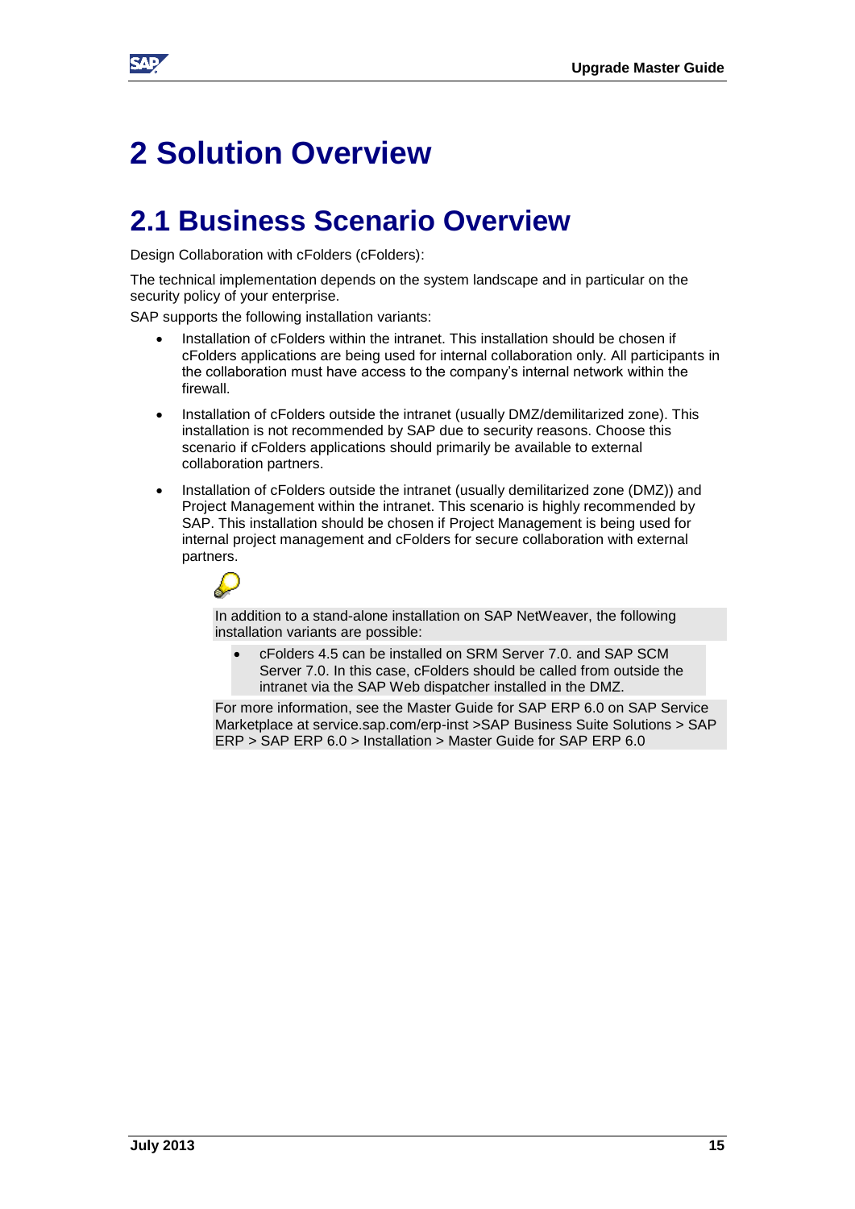# 2 Solution Overview

## 2.1 Business Scenario Overview

Design Collaboration with cFolders (cFolders):

The technical implementation depends on the system landscape and in particular on the security policy of your enterprise.

SAP supports the following installation variants:

- Installation of cFolders within the intranet. This installation should be chosen if cFolders applications are being used for internal collaboration only. All participants in the collaboration must have access to the company's internal network within the firewall.
- Installation of cFolders outside the intranet (usually DMZ/demilitarized zone). This installation is not recommended by SAP due to security reasons. Choose this scenario if cFolders applications should primarily be available to external collaboration partners.
- Installation of cFolders outside the intranet (usually demilitarized zone (DMZ)) and Project Management within the intranet. This scenario is highly recommended by SAP. This installation should be chosen if Project Management is being used for internal project management and cFolders for secure collaboration with external partners.

  In addition to a stand-alone installation on SAP NetWeaver, the following installation variants are possible:

  - cFolders 4.5 can be installed on SRM Server 7.0. and SAP SCM Server 7.0. In this case, cFolders should be called from outside the intranet via the SAP Web dispatcher installed in the DMZ.

  For more information, see the Master Guide for SAP ERP 6.0 on SAP Service Marketplace at service.sap.com/erp-inst >SAP Business Suite Solutions > SAP ERP > SAP ERP 6.0 > Installation > Master Guide for SAP ERP 6.0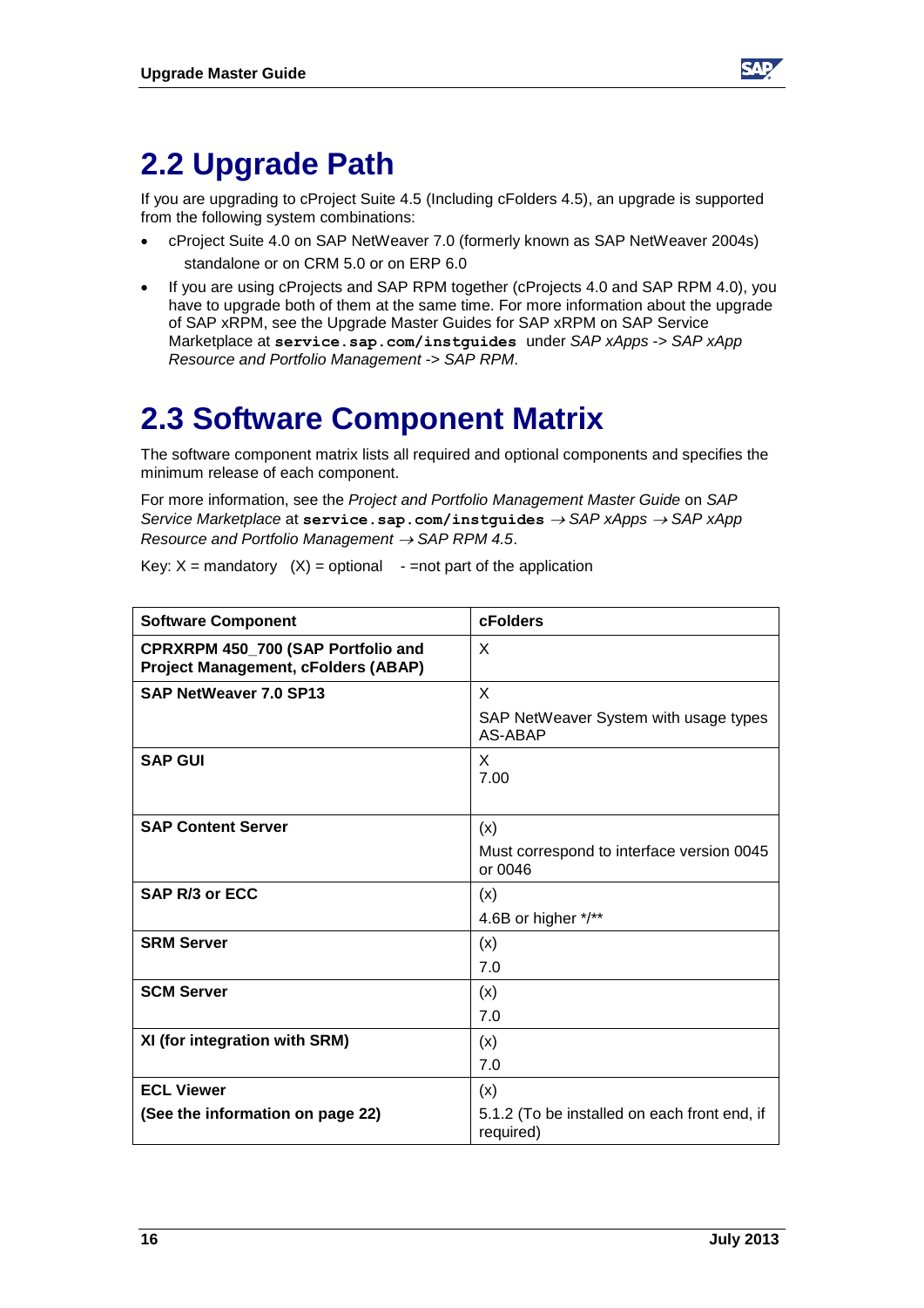## 2.2 Upgrade Path

If you are upgrading to cProject Suite 4.5 (Including cFolders 4.5), an upgrade is supported from the following system combinations:

- cProject Suite 4.0 on SAP NetWeaver 7.0 (formerly known as SAP NetWeaver 2004s) standalone or on CRM 5.0 or on ERP 6.0
- If you are using cProjects and SAP RPM together (cProjects 4.0 and SAP RPM 4.0), you have to upgrade both of them at the same time. For more information about the upgrade of SAP xRPM, see the Upgrade Master Guides for SAP xRPM on SAP Service Marketplace at **service.sap.com/instguides** under *SAP xApps -> SAP xApp Resource and Portfolio Management -> SAP RPM*.

## 2.3 Software Component Matrix

The software component matrix lists all required and optional components and specifies the minimum release of each component.

For more information, see the *Project and Portfolio Management Master Guide* on *SAP Service Marketplace* at **service.sap.com/instguides** → *SAP xApps* → *SAP xApp Resource and Portfolio Management* → *SAP RPM 4.5*.

Key: X = mandatory (X) = optional - =not part of the application

| Software Component | cFolders |
|---|---|
| **CPRXRPM 450_700 (SAP Portfolio and Project Management, cFolders (ABAP)** | X |
| **SAP NetWeaver 7.0 SP13** | X<br>SAP NetWeaver System with usage types AS-ABAP |
| **SAP GUI** | X<br>7.00 |
| **SAP Content Server** | (x)<br>Must correspond to interface version 0045 or 0046 |
| **SAP R/3 or ECC** | (x)<br>4.6B or higher */** |
| **SRM Server** | (x)<br>7.0 |
| **SCM Server** | (x)<br>7.0 |
| **XI (for integration with SRM)** | (x)<br>7.0 |
| **ECL Viewer**<br>**(See the information on page 22)** | (x)<br>5.1.2 (To be installed on each front end, if required) |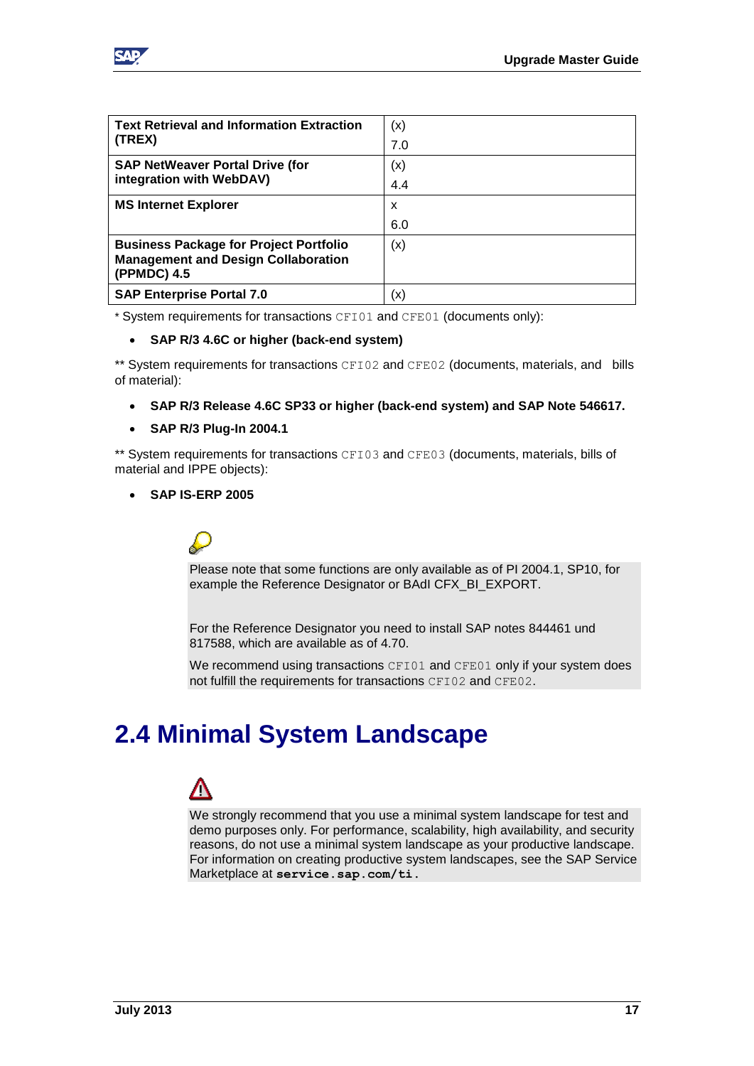| | |
|---|---|
| **Text Retrieval and Information Extraction (TREX)** | (x)<br>7.0 |
| **SAP NetWeaver Portal Drive (for integration with WebDAV)** | (x)<br>4.4 |
| **MS Internet Explorer** | x<br>6.0 |
| **Business Package for Project Portfolio Management and Design Collaboration (PPMDC) 4.5** | (x) |
| **SAP Enterprise Portal 7.0** | (x) |

* System requirements for transactions `CFI01` and `CFE01` (documents only):

- **SAP R/3 4.6C or higher (back-end system)**

** System requirements for transactions `CFI02` and `CFE02` (documents, materials, and bills of material):

- **SAP R/3 Release 4.6C SP33 or higher (back-end system) and SAP Note 546617.**
- **SAP R/3 Plug-In 2004.1**

** System requirements for transactions `CFI03` and `CFE03` (documents, materials, bills of material and IPPE objects):

- **SAP IS-ERP 2005**

Please note that some functions are only available as of PI 2004.1, SP10, for example the Reference Designator or BAdI CFX_BI_EXPORT.

For the Reference Designator you need to install SAP notes 844461 und 817588, which are available as of 4.70.

We recommend using transactions `CFI01` and `CFE01` only if your system does not fulfill the requirements for transactions `CFI02` and `CFE02`.

# 2.4 Minimal System Landscape

We strongly recommend that you use a minimal system landscape for test and demo purposes only. For performance, scalability, high availability, and security reasons, do not use a minimal system landscape as your productive landscape. For information on creating productive system landscapes, see the SAP Service Marketplace at **`service.sap.com/ti`**.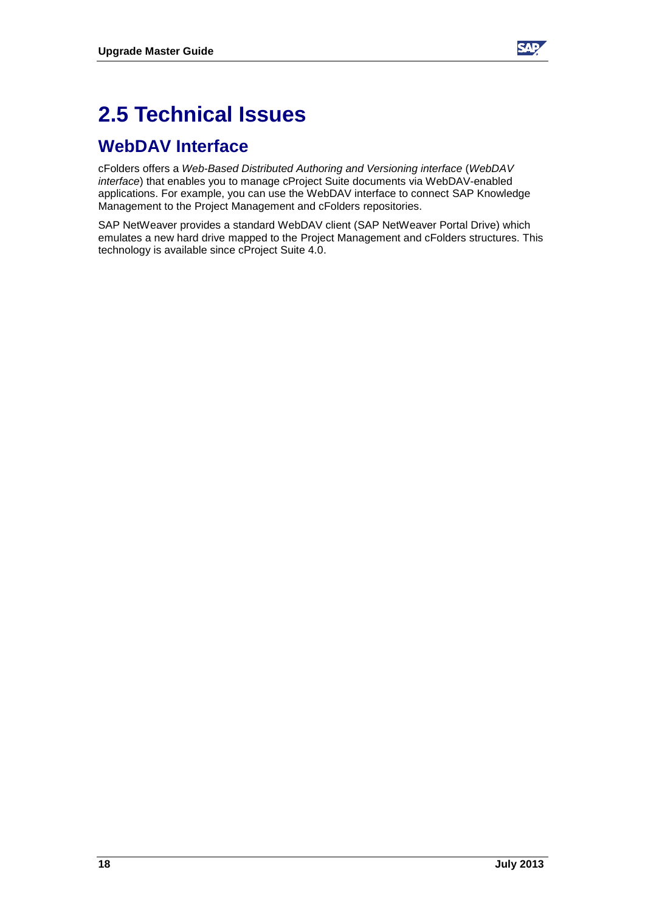# 2.5 Technical Issues

## WebDAV Interface

cFolders offers a *Web-Based Distributed Authoring and Versioning interface* (*WebDAV interface*) that enables you to manage cProject Suite documents via WebDAV-enabled applications. For example, you can use the WebDAV interface to connect SAP Knowledge Management to the Project Management and cFolders repositories.

SAP NetWeaver provides a standard WebDAV client (SAP NetWeaver Portal Drive) which emulates a new hard drive mapped to the Project Management and cFolders structures. This technology is available since cProject Suite 4.0.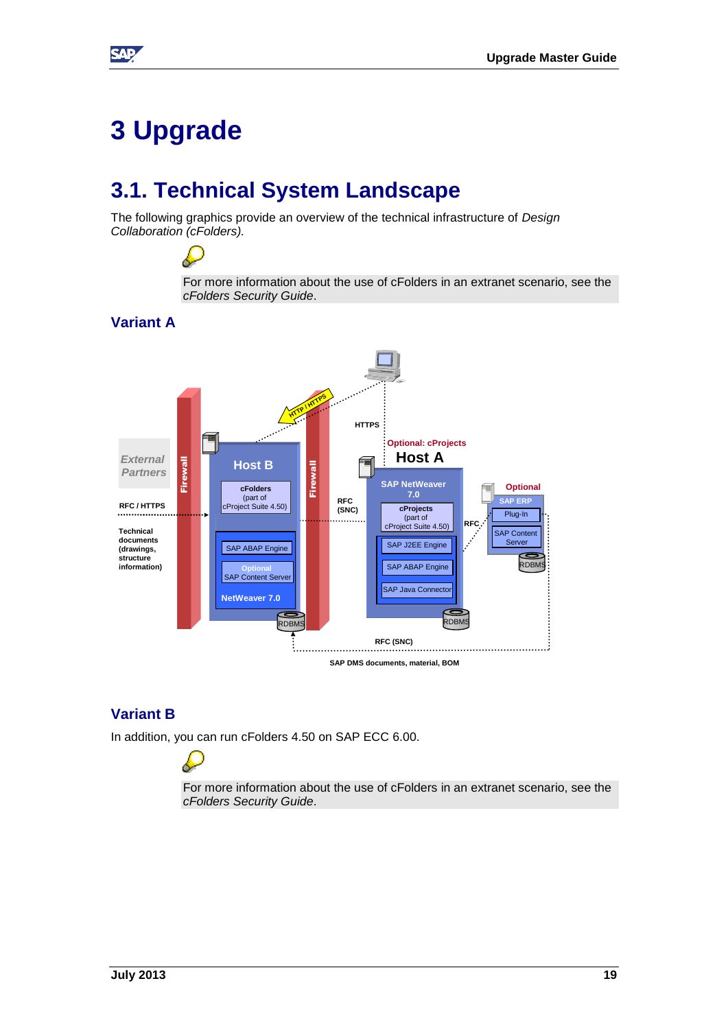# 3 Upgrade

## 3.1. Technical System Landscape

The following graphics provide an overview of the technical infrastructure of *Design Collaboration (cFolders).*

For more information about the use of cFolders in an extranet scenario, see the *cFolders Security Guide*.

### Variant A

### Variant B

In addition, you can run cFolders 4.50 on SAP ECC 6.00.

For more information about the use of cFolders in an extranet scenario, see the *cFolders Security Guide*.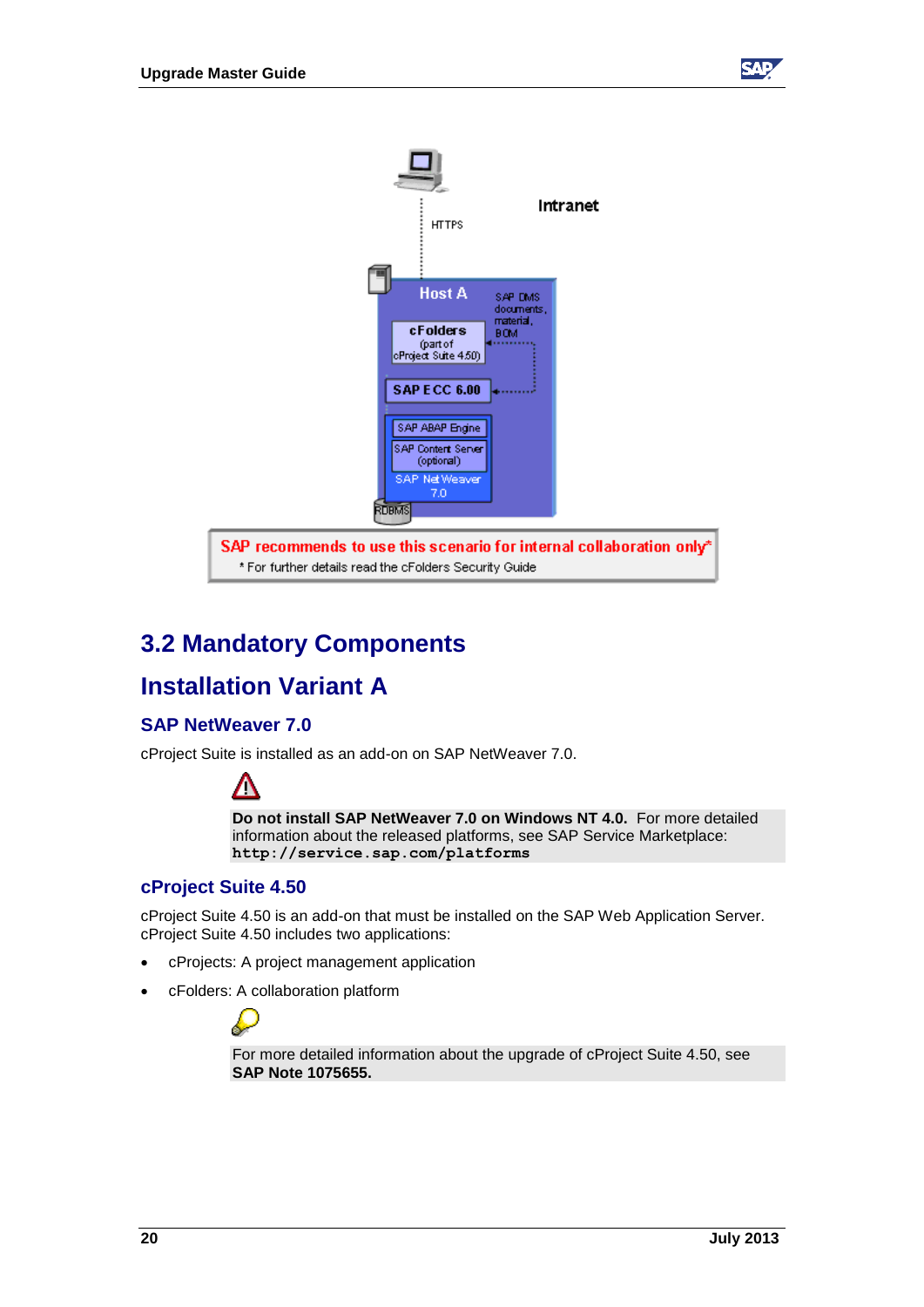## 3.2 Mandatory Components

## Installation Variant A

### SAP NetWeaver 7.0

cProject Suite is installed as an add-on on SAP NetWeaver 7.0.

**Do not install SAP NetWeaver 7.0 on Windows NT 4.0.** For more detailed information about the released platforms, see SAP Service Marketplace: `http://service.sap.com/platforms`

### cProject Suite 4.50

cProject Suite 4.50 is an add-on that must be installed on the SAP Web Application Server. cProject Suite 4.50 includes two applications:

- cProjects: A project management application
- cFolders: A collaboration platform

For more detailed information about the upgrade of cProject Suite 4.50, see **SAP Note 1075655.**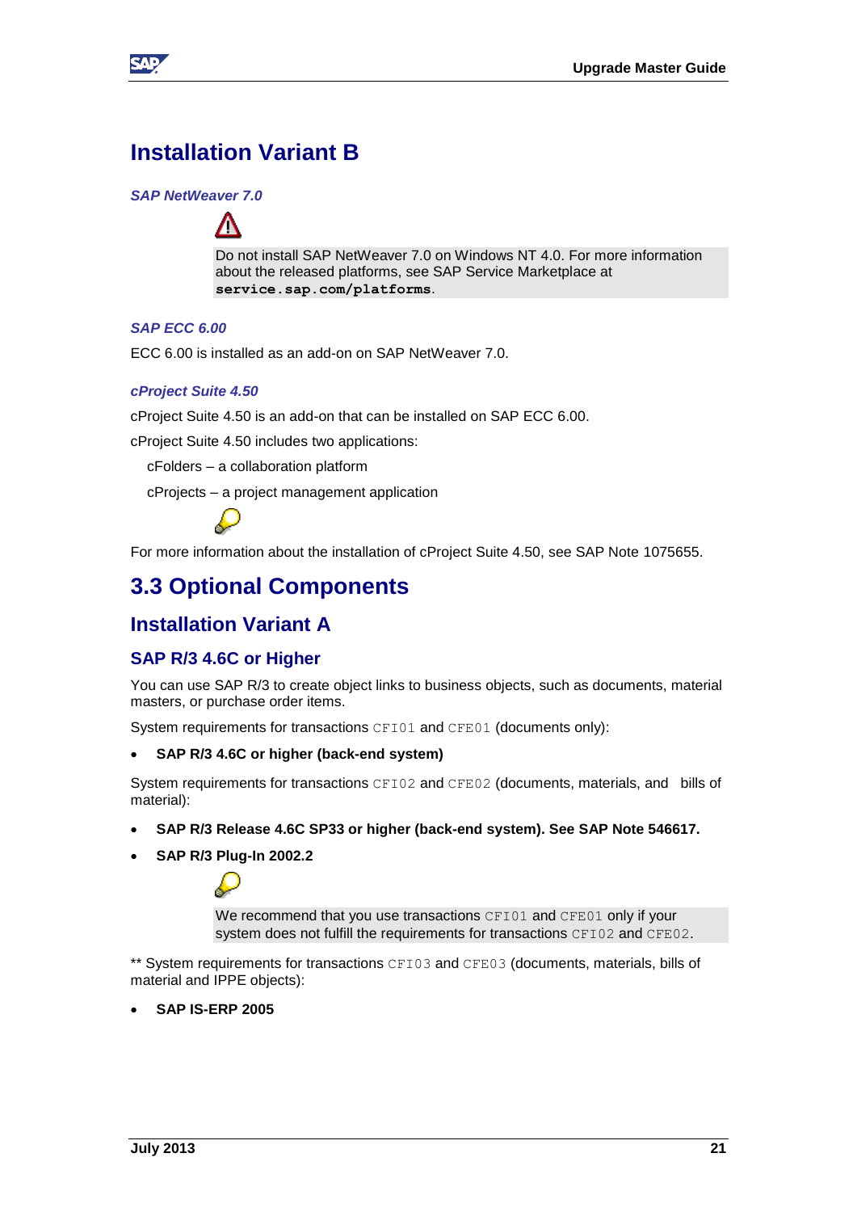# Installation Variant B

### *SAP NetWeaver 7.0*

Do not install SAP NetWeaver 7.0 on Windows NT 4.0. For more information about the released platforms, see SAP Service Marketplace at **service.sap.com/platforms**.

### *SAP ECC 6.00*

ECC 6.00 is installed as an add-on on SAP NetWeaver 7.0.

### *cProject Suite 4.50*

cProject Suite 4.50 is an add-on that can be installed on SAP ECC 6.00.

cProject Suite 4.50 includes two applications:

cFolders – a collaboration platform

cProjects – a project management application

For more information about the installation of cProject Suite 4.50, see SAP Note 1075655.

# 3.3 Optional Components

## Installation Variant A

### SAP R/3 4.6C or Higher

You can use SAP R/3 to create object links to business objects, such as documents, material masters, or purchase order items.

System requirements for transactions `CFI01` and `CFE01` (documents only):

- **SAP R/3 4.6C or higher (back-end system)**

System requirements for transactions `CFI02` and `CFE02` (documents, materials, and bills of material):

- **SAP R/3 Release 4.6C SP33 or higher (back-end system). See SAP Note 546617.**
- **SAP R/3 Plug-In 2002.2**

We recommend that you use transactions `CFI01` and `CFE01` only if your system does not fulfill the requirements for transactions `CFI02` and `CFE02`.

** System requirements for transactions `CFI03` and `CFE03` (documents, materials, bills of material and IPPE objects):

- **SAP IS-ERP 2005**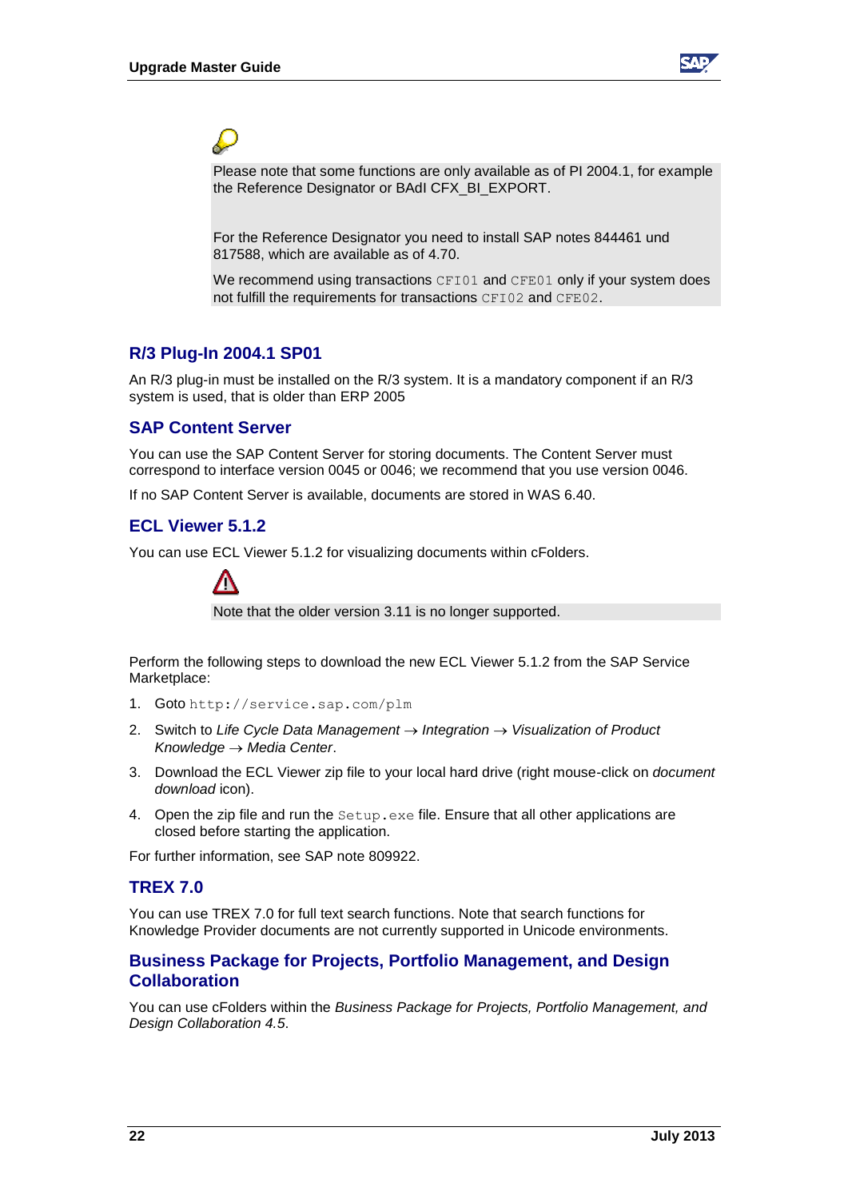Please note that some functions are only available as of PI 2004.1, for example the Reference Designator or BAdI CFX_BI_EXPORT.

For the Reference Designator you need to install SAP notes 844461 und 817588, which are available as of 4.70.

We recommend using transactions `CFI01` and `CFE01` only if your system does not fulfill the requirements for transactions `CFI02` and `CFE02`.

## R/3 Plug-In 2004.1 SP01

An R/3 plug-in must be installed on the R/3 system. It is a mandatory component if an R/3 system is used, that is older than ERP 2005

## SAP Content Server

You can use the SAP Content Server for storing documents. The Content Server must correspond to interface version 0045 or 0046; we recommend that you use version 0046.

If no SAP Content Server is available, documents are stored in WAS 6.40.

## ECL Viewer 5.1.2

You can use ECL Viewer 5.1.2 for visualizing documents within cFolders.

Note that the older version 3.11 is no longer supported.

Perform the following steps to download the new ECL Viewer 5.1.2 from the SAP Service Marketplace:

1. Goto `http://service.sap.com/plm`
2. Switch to *Life Cycle Data Management* → *Integration* → *Visualization of Product Knowledge* → *Media Center*.
3. Download the ECL Viewer zip file to your local hard drive (right mouse-click on *document download* icon).
4. Open the zip file and run the `Setup.exe` file. Ensure that all other applications are closed before starting the application.

For further information, see SAP note 809922.

## TREX 7.0

You can use TREX 7.0 for full text search functions. Note that search functions for Knowledge Provider documents are not currently supported in Unicode environments.

## Business Package for Projects, Portfolio Management, and Design Collaboration

You can use cFolders within the *Business Package for Projects, Portfolio Management, and Design Collaboration 4.5*.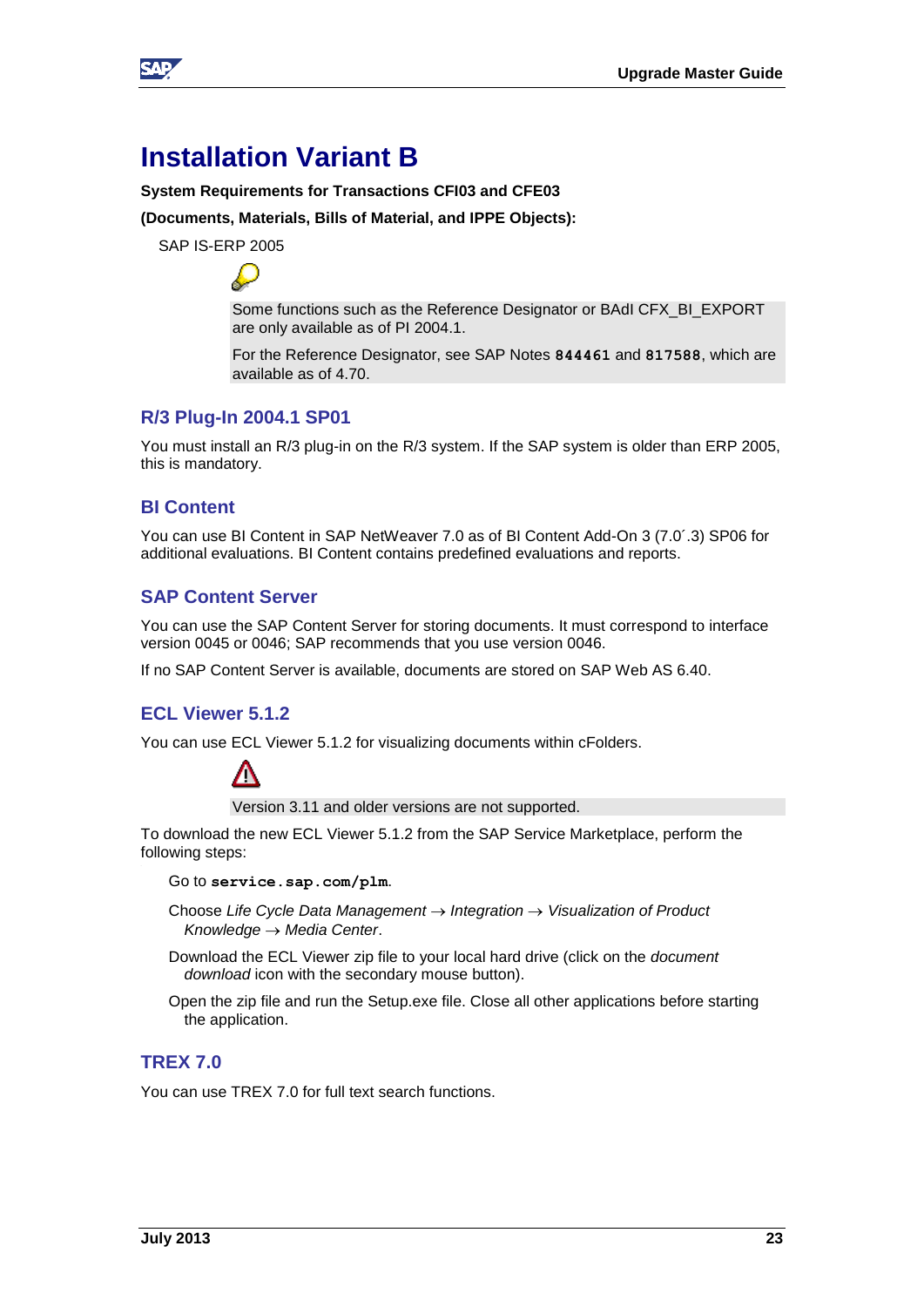# Installation Variant B

**System Requirements for Transactions CFI03 and CFE03**

**(Documents, Materials, Bills of Material, and IPPE Objects):**

SAP IS-ERP 2005

> Some functions such as the Reference Designator or BAdI CFX_BI_EXPORT are only available as of PI 2004.1.
>
> For the Reference Designator, see SAP Notes **844461** and **817588**, which are available as of 4.70.

## R/3 Plug-In 2004.1 SP01

You must install an R/3 plug-in on the R/3 system. If the SAP system is older than ERP 2005, this is mandatory.

## BI Content

You can use BI Content in SAP NetWeaver 7.0 as of BI Content Add-On 3 (7.0´.3) SP06 for additional evaluations. BI Content contains predefined evaluations and reports.

## SAP Content Server

You can use the SAP Content Server for storing documents. It must correspond to interface version 0045 or 0046; SAP recommends that you use version 0046.

If no SAP Content Server is available, documents are stored on SAP Web AS 6.40.

## ECL Viewer 5.1.2

You can use ECL Viewer 5.1.2 for visualizing documents within cFolders.

> Version 3.11 and older versions are not supported.

To download the new ECL Viewer 5.1.2 from the SAP Service Marketplace, perform the following steps:

Go to **service.sap.com/plm**.

Choose *Life Cycle Data Management* → *Integration* → *Visualization of Product Knowledge* → *Media Center*.

Download the ECL Viewer zip file to your local hard drive (click on the *document download* icon with the secondary mouse button).

Open the zip file and run the Setup.exe file. Close all other applications before starting the application.

## TREX 7.0

You can use TREX 7.0 for full text search functions.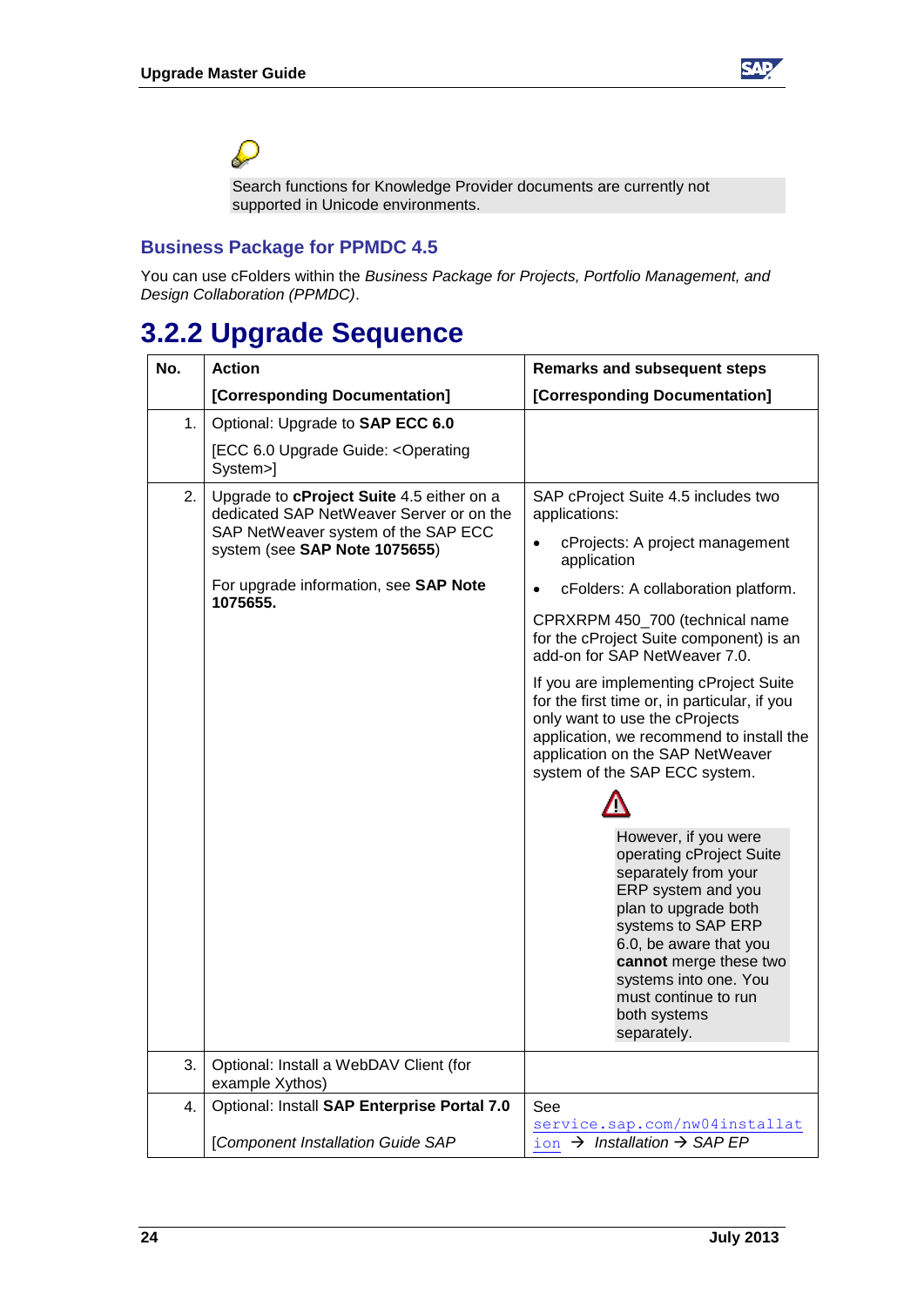Search functions for Knowledge Provider documents are currently not supported in Unicode environments.

### Business Package for PPMDC 4.5

You can use cFolders within the *Business Package for Projects, Portfolio Management, and Design Collaboration (PPMDC)*.

## 3.2.2 Upgrade Sequence

| No. | Action<br>[Corresponding Documentation] | Remarks and subsequent steps<br>[Corresponding Documentation] |
|---|---|---|
| 1. | Optional: Upgrade to **SAP ECC 6.0**<br>[ECC 6.0 Upgrade Guide: <Operating System>] | |
| 2. | Upgrade to **cProject Suite** 4.5 either on a dedicated SAP NetWeaver Server or on the SAP NetWeaver system of the SAP ECC system (see **SAP Note 1075655**)<br><br>For upgrade information, see **SAP Note 1075655.** | SAP cProject Suite 4.5 includes two applications:<br>• cProjects: A project management application<br>• cFolders: A collaboration platform.<br><br>CPRXRPM 450_700 (technical name for the cProject Suite component) is an add-on for SAP NetWeaver 7.0.<br><br>If you are implementing cProject Suite for the first time or, in particular, if you only want to use the cProjects application, we recommend to install the application on the SAP NetWeaver system of the SAP ECC system.<br><br>However, if you were operating cProject Suite separately from your ERP system and you plan to upgrade both systems to SAP ERP 6.0, be aware that you **cannot** merge these two systems into one. You must continue to run both systems separately. |
| 3. | Optional: Install a WebDAV Client (for example Xythos) | |
| 4. | Optional: Install **SAP Enterprise Portal 7.0**<br><br>*[Component Installation Guide SAP* | See service.sap.com/nw04installation → *Installation* → *SAP EP* |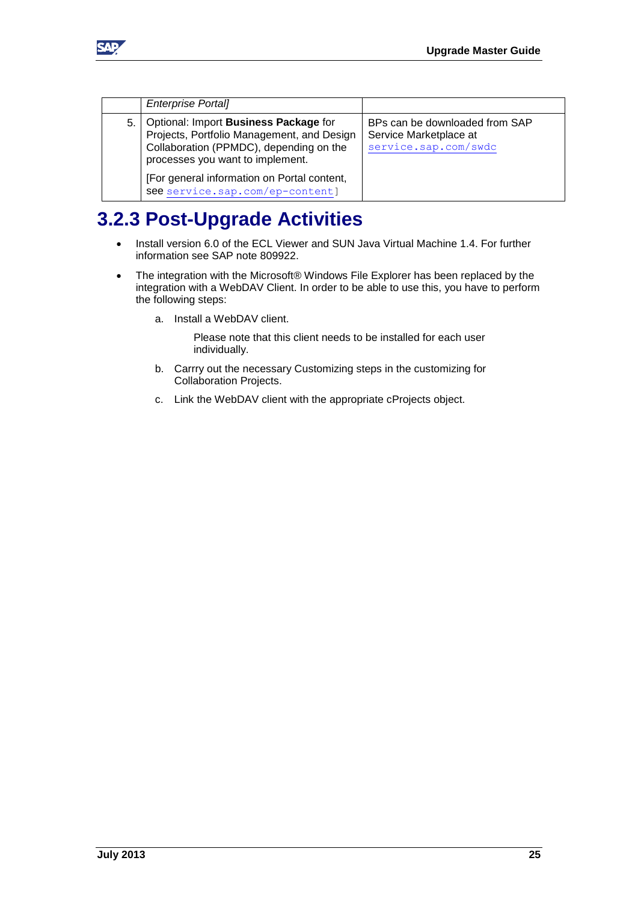| | | |
|---|---|---|
| | *Enterprise Portal]* | |
| 5. | Optional: Import **Business Package** for Projects, Portfolio Management, and Design Collaboration (PPMDC), depending on the processes you want to implement.<br><br>[For general information on Portal content, see service.sap.com/ep-content] | BPs can be downloaded from SAP Service Marketplace at service.sap.com/swdc |

## 3.2.3 Post-Upgrade Activities

- Install version 6.0 of the ECL Viewer and SUN Java Virtual Machine 1.4. For further information see SAP note 809922.
- The integration with the Microsoft® Windows File Explorer has been replaced by the integration with a WebDAV Client. In order to be able to use this, you have to perform the following steps:
  a. Install a WebDAV client.

     Please note that this client needs to be installed for each user individually.

  b. Carrry out the necessary Customizing steps in the customizing for Collaboration Projects.

  c. Link the WebDAV client with the appropriate cProjects object.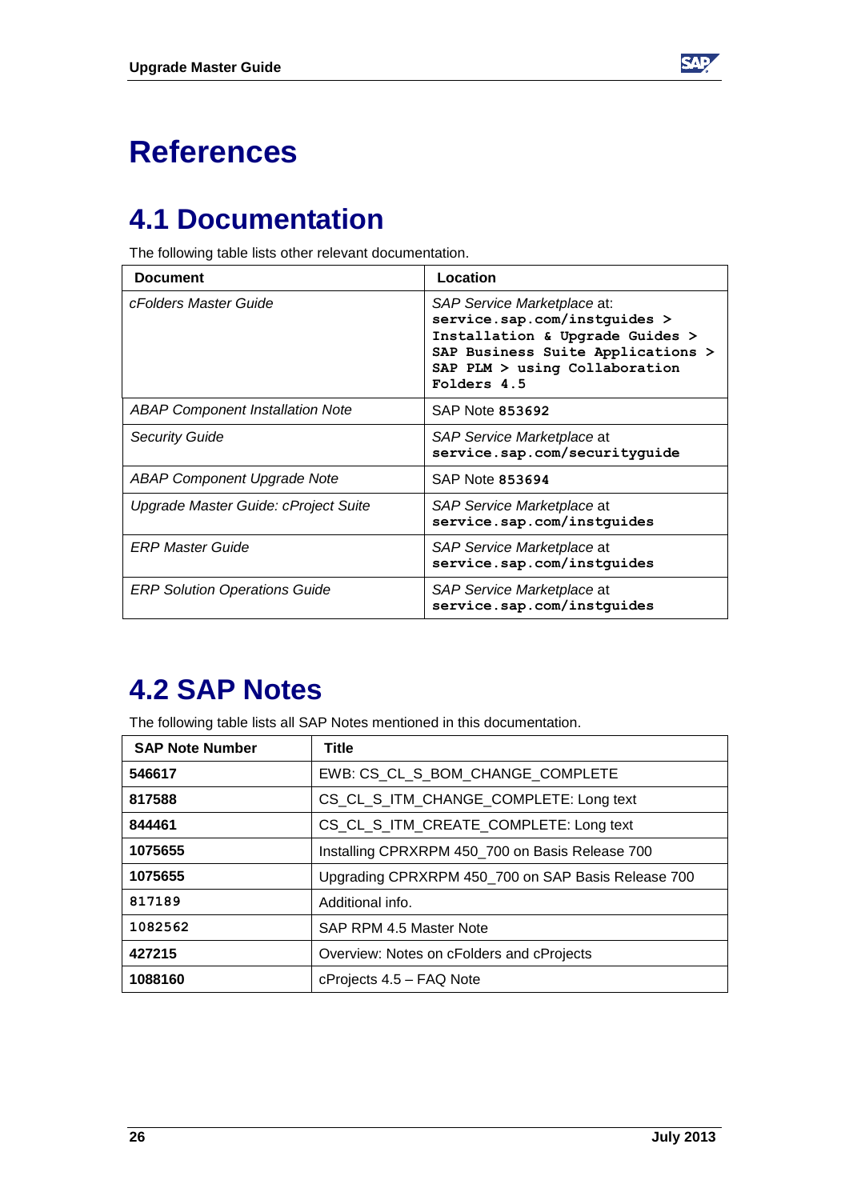# References

## 4.1 Documentation

The following table lists other relevant documentation.

| Document | Location |
|---|---|
| *cFolders Master Guide* | *SAP Service Marketplace* at: **service.sap.com/instguides > Installation & Upgrade Guides > SAP Business Suite Applications > SAP PLM > using Collaboration Folders 4.5** |
| *ABAP Component Installation Note* | SAP Note **853692** |
| *Security Guide* | *SAP Service Marketplace* at **service.sap.com/securityguide** |
| *ABAP Component Upgrade Note* | SAP Note **853694** |
| *Upgrade Master Guide: cProject Suite* | *SAP Service Marketplace* at **service.sap.com/instguides** |
| *ERP Master Guide* | *SAP Service Marketplace* at **service.sap.com/instguides** |
| *ERP Solution Operations Guide* | *SAP Service Marketplace* at **service.sap.com/instguides** |

## 4.2 SAP Notes

The following table lists all SAP Notes mentioned in this documentation.

| SAP Note Number | Title |
|---|---|
| **546617** | EWB: CS_CL_S_BOM_CHANGE_COMPLETE |
| **817588** | CS_CL_S_ITM_CHANGE_COMPLETE: Long text |
| **844461** | CS_CL_S_ITM_CREATE_COMPLETE: Long text |
| **1075655** | Installing CPRXRPM 450_700 on Basis Release 700 |
| **1075655** | Upgrading CPRXRPM 450_700 on SAP Basis Release 700 |
| **817189** | Additional info. |
| **1082562** | SAP RPM 4.5 Master Note |
| **427215** | Overview: Notes on cFolders and cProjects |
| **1088160** | cProjects 4.5 – FAQ Note |